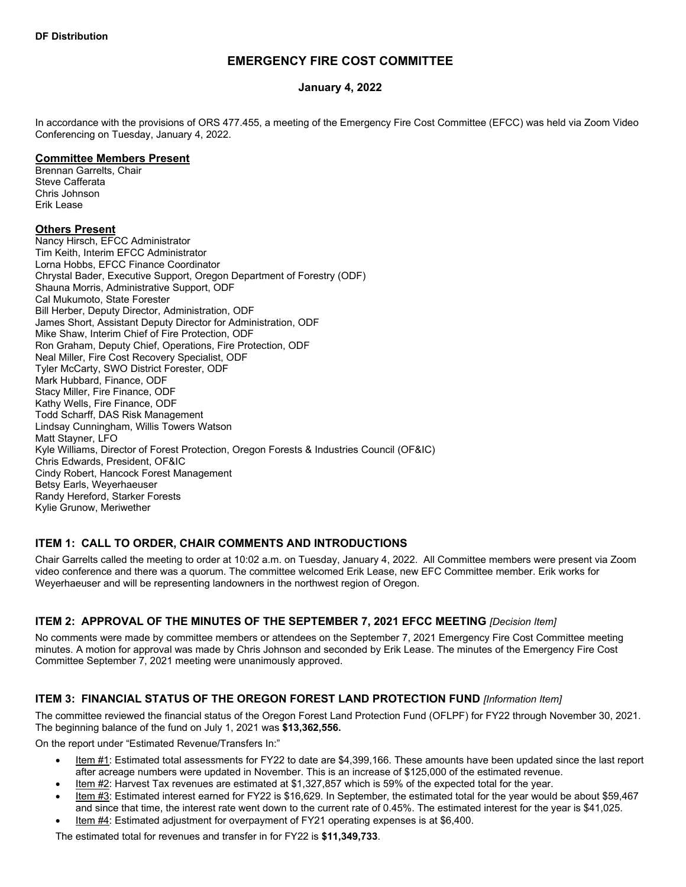**DF Distribution**

# EMERGENCY FIRE COST COMMITTEE

**January 4, 2022**

In accordance with the provisions of ORS 477.455, a meeting of the Emergency Fire Cost Committee (EFCC) was held via Zoom Video Conferencing on Tuesday, January 4, 2022.

## Committee Members Present

Brennan Garrelts, Chair
Steve Cafferata
Chris Johnson
Erik Lease

## Others Present

Nancy Hirsch, EFCC Administrator
Tim Keith, Interim EFCC Administrator
Lorna Hobbs, EFCC Finance Coordinator
Chrystal Bader, Executive Support, Oregon Department of Forestry (ODF)
Shauna Morris, Administrative Support, ODF
Cal Mukumoto, State Forester
Bill Herber, Deputy Director, Administration, ODF
James Short, Assistant Deputy Director for Administration, ODF
Mike Shaw, Interim Chief of Fire Protection, ODF
Ron Graham, Deputy Chief, Operations, Fire Protection, ODF
Neal Miller, Fire Cost Recovery Specialist, ODF
Tyler McCarty, SWO District Forester, ODF
Mark Hubbard, Finance, ODF
Stacy Miller, Fire Finance, ODF
Kathy Wells, Fire Finance, ODF
Todd Scharff, DAS Risk Management
Lindsay Cunningham, Willis Towers Watson
Matt Stayner, LFO
Kyle Williams, Director of Forest Protection, Oregon Forests & Industries Council (OF&IC)
Chris Edwards, President, OF&IC
Cindy Robert, Hancock Forest Management
Betsy Earls, Weyerhaeuser
Randy Hereford, Starker Forests
Kylie Grunow, Meriwether

## ITEM 1: CALL TO ORDER, CHAIR COMMENTS AND INTRODUCTIONS

Chair Garrelts called the meeting to order at 10:02 a.m. on Tuesday, January 4, 2022. All Committee members were present via Zoom video conference and there was a quorum. The committee welcomed Erik Lease, new EFC Committee member. Erik works for Weyerhaeuser and will be representing landowners in the northwest region of Oregon.

## ITEM 2: APPROVAL OF THE MINUTES OF THE SEPTEMBER 7, 2021 EFCC MEETING *[Decision Item]*

No comments were made by committee members or attendees on the September 7, 2021 Emergency Fire Cost Committee meeting minutes. A motion for approval was made by Chris Johnson and seconded by Erik Lease. The minutes of the Emergency Fire Cost Committee September 7, 2021 meeting were unanimously approved.

## ITEM 3: FINANCIAL STATUS OF THE OREGON FOREST LAND PROTECTION FUND *[Information Item]*

The committee reviewed the financial status of the Oregon Forest Land Protection Fund (OFLPF) for FY22 through November 30, 2021. The beginning balance of the fund on July 1, 2021 was **$13,362,556.**

On the report under "Estimated Revenue/Transfers In:"

- Item #1: Estimated total assessments for FY22 to date are $4,399,166. These amounts have been updated since the last report after acreage numbers were updated in November. This is an increase of $125,000 of the estimated revenue.
- Item #2: Harvest Tax revenues are estimated at $1,327,857 which is 59% of the expected total for the year.
- Item #3: Estimated interest earned for FY22 is $16,629. In September, the estimated total for the year would be about $59,467 and since that time, the interest rate went down to the current rate of 0.45%. The estimated interest for the year is $41,025.
- Item #4: Estimated adjustment for overpayment of FY21 operating expenses is at $6,400.

The estimated total for revenues and transfer in for FY22 is **$11,349,733**.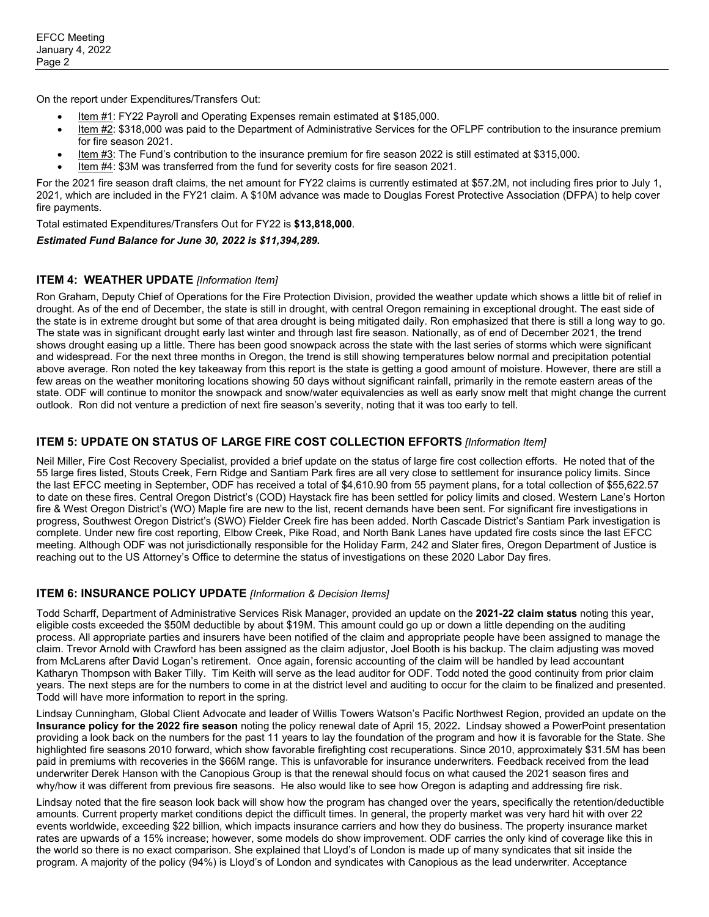On the report under Expenditures/Transfers Out:

- Item #1: FY22 Payroll and Operating Expenses remain estimated at $185,000.
- Item #2: $318,000 was paid to the Department of Administrative Services for the OFLPF contribution to the insurance premium for fire season 2021.
- Item #3: The Fund's contribution to the insurance premium for fire season 2022 is still estimated at $315,000.
- Item #4: $3M was transferred from the fund for severity costs for fire season 2021.

For the 2021 fire season draft claims, the net amount for FY22 claims is currently estimated at $57.2M, not including fires prior to July 1, 2021, which are included in the FY21 claim. A $10M advance was made to Douglas Forest Protective Association (DFPA) to help cover fire payments.

Total estimated Expenditures/Transfers Out for FY22 is **$13,818,000**.

***Estimated Fund Balance for June 30, 2022 is $11,394,289.***

## ITEM 4: WEATHER UPDATE *[Information Item]*

Ron Graham, Deputy Chief of Operations for the Fire Protection Division, provided the weather update which shows a little bit of relief in drought. As of the end of December, the state is still in drought, with central Oregon remaining in exceptional drought. The east side of the state is in extreme drought but some of that area drought is being mitigated daily. Ron emphasized that there is still a long way to go. The state was in significant drought early last winter and through last fire season. Nationally, as of end of December 2021, the trend shows drought easing up a little. There has been good snowpack across the state with the last series of storms which were significant and widespread. For the next three months in Oregon, the trend is still showing temperatures below normal and precipitation potential above average. Ron noted the key takeaway from this report is the state is getting a good amount of moisture. However, there are still a few areas on the weather monitoring locations showing 50 days without significant rainfall, primarily in the remote eastern areas of the state. ODF will continue to monitor the snowpack and snow/water equivalencies as well as early snow melt that might change the current outlook. Ron did not venture a prediction of next fire season's severity, noting that it was too early to tell.

## ITEM 5: UPDATE ON STATUS OF LARGE FIRE COST COLLECTION EFFORTS *[Information Item]*

Neil Miller, Fire Cost Recovery Specialist, provided a brief update on the status of large fire cost collection efforts. He noted that of the 55 large fires listed, Stouts Creek, Fern Ridge and Santiam Park fires are all very close to settlement for insurance policy limits. Since the last EFCC meeting in September, ODF has received a total of $4,610.90 from 55 payment plans, for a total collection of $55,622.57 to date on these fires. Central Oregon District's (COD) Haystack fire has been settled for policy limits and closed. Western Lane's Horton fire & West Oregon District's (WO) Maple fire are new to the list, recent demands have been sent. For significant fire investigations in progress, Southwest Oregon District's (SWO) Fielder Creek fire has been added. North Cascade District's Santiam Park investigation is complete. Under new fire cost reporting, Elbow Creek, Pike Road, and North Bank Lanes have updated fire costs since the last EFCC meeting. Although ODF was not jurisdictionally responsible for the Holiday Farm, 242 and Slater fires, Oregon Department of Justice is reaching out to the US Attorney's Office to determine the status of investigations on these 2020 Labor Day fires.

## ITEM 6: INSURANCE POLICY UPDATE *[Information & Decision Items]*

Todd Scharff, Department of Administrative Services Risk Manager, provided an update on the **2021-22 claim status** noting this year, eligible costs exceeded the $50M deductible by about $19M. This amount could go up or down a little depending on the auditing process. All appropriate parties and insurers have been notified of the claim and appropriate people have been assigned to manage the claim. Trevor Arnold with Crawford has been assigned as the claim adjustor, Joel Booth is his backup. The claim adjusting was moved from McLarens after David Logan's retirement. Once again, forensic accounting of the claim will be handled by lead accountant Katharyn Thompson with Baker Tilly. Tim Keith will serve as the lead auditor for ODF. Todd noted the good continuity from prior claim years. The next steps are for the numbers to come in at the district level and auditing to occur for the claim to be finalized and presented. Todd will have more information to report in the spring.

Lindsay Cunningham, Global Client Advocate and leader of Willis Towers Watson's Pacific Northwest Region, provided an update on the **Insurance policy for the 2022 fire season** noting the policy renewal date of April 15, 2022**.** Lindsay showed a PowerPoint presentation providing a look back on the numbers for the past 11 years to lay the foundation of the program and how it is favorable for the State. She highlighted fire seasons 2010 forward, which show favorable firefighting cost recuperations. Since 2010, approximately $31.5M has been paid in premiums with recoveries in the $66M range. This is unfavorable for insurance underwriters. Feedback received from the lead underwriter Derek Hanson with the Canopious Group is that the renewal should focus on what caused the 2021 season fires and why/how it was different from previous fire seasons. He also would like to see how Oregon is adapting and addressing fire risk.

Lindsay noted that the fire season look back will show how the program has changed over the years, specifically the retention/deductible amounts. Current property market conditions depict the difficult times. In general, the property market was very hard hit with over 22 events worldwide, exceeding $22 billion, which impacts insurance carriers and how they do business. The property insurance market rates are upwards of a 15% increase; however, some models do show improvement. ODF carries the only kind of coverage like this in the world so there is no exact comparison. She explained that Lloyd's of London is made up of many syndicates that sit inside the program. A majority of the policy (94%) is Lloyd's of London and syndicates with Canopious as the lead underwriter. Acceptance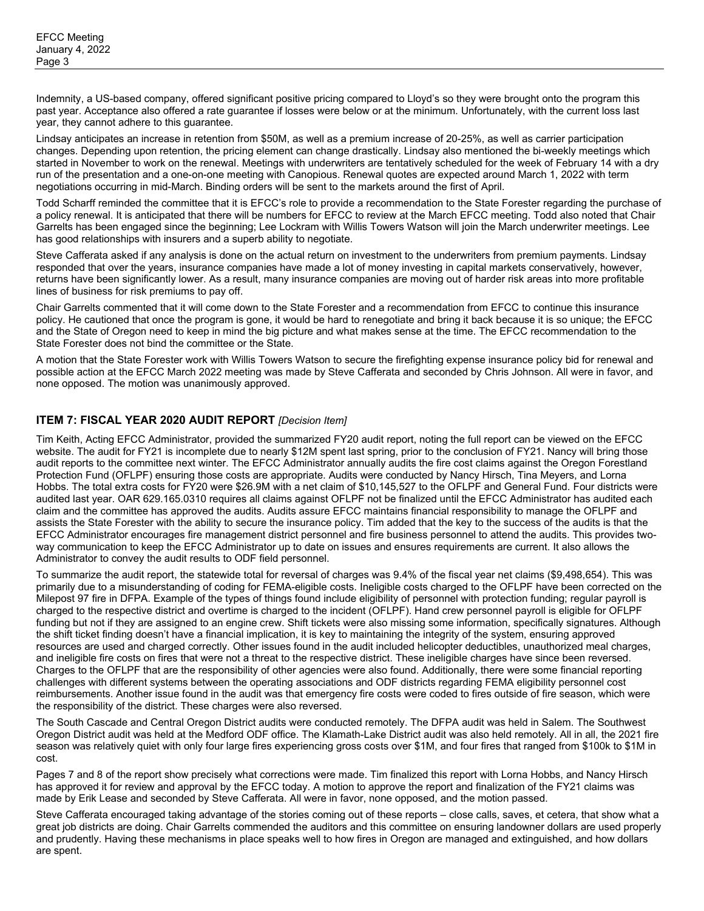Indemnity, a US-based company, offered significant positive pricing compared to Lloyd's so they were brought onto the program this past year. Acceptance also offered a rate guarantee if losses were below or at the minimum. Unfortunately, with the current loss last year, they cannot adhere to this guarantee.

Lindsay anticipates an increase in retention from $50M, as well as a premium increase of 20-25%, as well as carrier participation changes. Depending upon retention, the pricing element can change drastically. Lindsay also mentioned the bi-weekly meetings which started in November to work on the renewal. Meetings with underwriters are tentatively scheduled for the week of February 14 with a dry run of the presentation and a one-on-one meeting with Canopious. Renewal quotes are expected around March 1, 2022 with term negotiations occurring in mid-March. Binding orders will be sent to the markets around the first of April.

Todd Scharff reminded the committee that it is EFCC's role to provide a recommendation to the State Forester regarding the purchase of a policy renewal. It is anticipated that there will be numbers for EFCC to review at the March EFCC meeting. Todd also noted that Chair Garrelts has been engaged since the beginning; Lee Lockram with Willis Towers Watson will join the March underwriter meetings. Lee has good relationships with insurers and a superb ability to negotiate.

Steve Cafferata asked if any analysis is done on the actual return on investment to the underwriters from premium payments. Lindsay responded that over the years, insurance companies have made a lot of money investing in capital markets conservatively, however, returns have been significantly lower. As a result, many insurance companies are moving out of harder risk areas into more profitable lines of business for risk premiums to pay off.

Chair Garrelts commented that it will come down to the State Forester and a recommendation from EFCC to continue this insurance policy. He cautioned that once the program is gone, it would be hard to renegotiate and bring it back because it is so unique; the EFCC and the State of Oregon need to keep in mind the big picture and what makes sense at the time. The EFCC recommendation to the State Forester does not bind the committee or the State.

A motion that the State Forester work with Willis Towers Watson to secure the firefighting expense insurance policy bid for renewal and possible action at the EFCC March 2022 meeting was made by Steve Cafferata and seconded by Chris Johnson. All were in favor, and none opposed. The motion was unanimously approved.

## ITEM 7: FISCAL YEAR 2020 AUDIT REPORT *[Decision Item]*

Tim Keith, Acting EFCC Administrator, provided the summarized FY20 audit report, noting the full report can be viewed on the EFCC website. The audit for FY21 is incomplete due to nearly $12M spent last spring, prior to the conclusion of FY21. Nancy will bring those audit reports to the committee next winter. The EFCC Administrator annually audits the fire cost claims against the Oregon Forestland Protection Fund (OFLPF) ensuring those costs are appropriate. Audits were conducted by Nancy Hirsch, Tina Meyers, and Lorna Hobbs. The total extra costs for FY20 were $26.9M with a net claim of $10,145,527 to the OFLPF and General Fund. Four districts were audited last year. OAR 629.165.0310 requires all claims against OFLPF not be finalized until the EFCC Administrator has audited each claim and the committee has approved the audits. Audits assure EFCC maintains financial responsibility to manage the OFLPF and assists the State Forester with the ability to secure the insurance policy. Tim added that the key to the success of the audits is that the EFCC Administrator encourages fire management district personnel and fire business personnel to attend the audits. This provides two-way communication to keep the EFCC Administrator up to date on issues and ensures requirements are current. It also allows the Administrator to convey the audit results to ODF field personnel.

To summarize the audit report, the statewide total for reversal of charges was 9.4% of the fiscal year net claims ($9,498,654). This was primarily due to a misunderstanding of coding for FEMA-eligible costs. Ineligible costs charged to the OFLPF have been corrected on the Milepost 97 fire in DFPA. Example of the types of things found include eligibility of personnel with protection funding; regular payroll is charged to the respective district and overtime is charged to the incident (OFLPF). Hand crew personnel payroll is eligible for OFLPF funding but not if they are assigned to an engine crew. Shift tickets were also missing some information, specifically signatures. Although the shift ticket finding doesn't have a financial implication, it is key to maintaining the integrity of the system, ensuring approved resources are used and charged correctly. Other issues found in the audit included helicopter deductibles, unauthorized meal charges, and ineligible fire costs on fires that were not a threat to the respective district. These ineligible charges have since been reversed. Charges to the OFLPF that are the responsibility of other agencies were also found. Additionally, there were some financial reporting challenges with different systems between the operating associations and ODF districts regarding FEMA eligibility personnel cost reimbursements. Another issue found in the audit was that emergency fire costs were coded to fires outside of fire season, which were the responsibility of the district. These charges were also reversed.

The South Cascade and Central Oregon District audits were conducted remotely. The DFPA audit was held in Salem. The Southwest Oregon District audit was held at the Medford ODF office. The Klamath-Lake District audit was also held remotely. All in all, the 2021 fire season was relatively quiet with only four large fires experiencing gross costs over $1M, and four fires that ranged from $100k to $1M in cost.

Pages 7 and 8 of the report show precisely what corrections were made. Tim finalized this report with Lorna Hobbs, and Nancy Hirsch has approved it for review and approval by the EFCC today. A motion to approve the report and finalization of the FY21 claims was made by Erik Lease and seconded by Steve Cafferata. All were in favor, none opposed, and the motion passed.

Steve Cafferata encouraged taking advantage of the stories coming out of these reports – close calls, saves, et cetera, that show what a great job districts are doing. Chair Garrelts commended the auditors and this committee on ensuring landowner dollars are used properly and prudently. Having these mechanisms in place speaks well to how fires in Oregon are managed and extinguished, and how dollars are spent.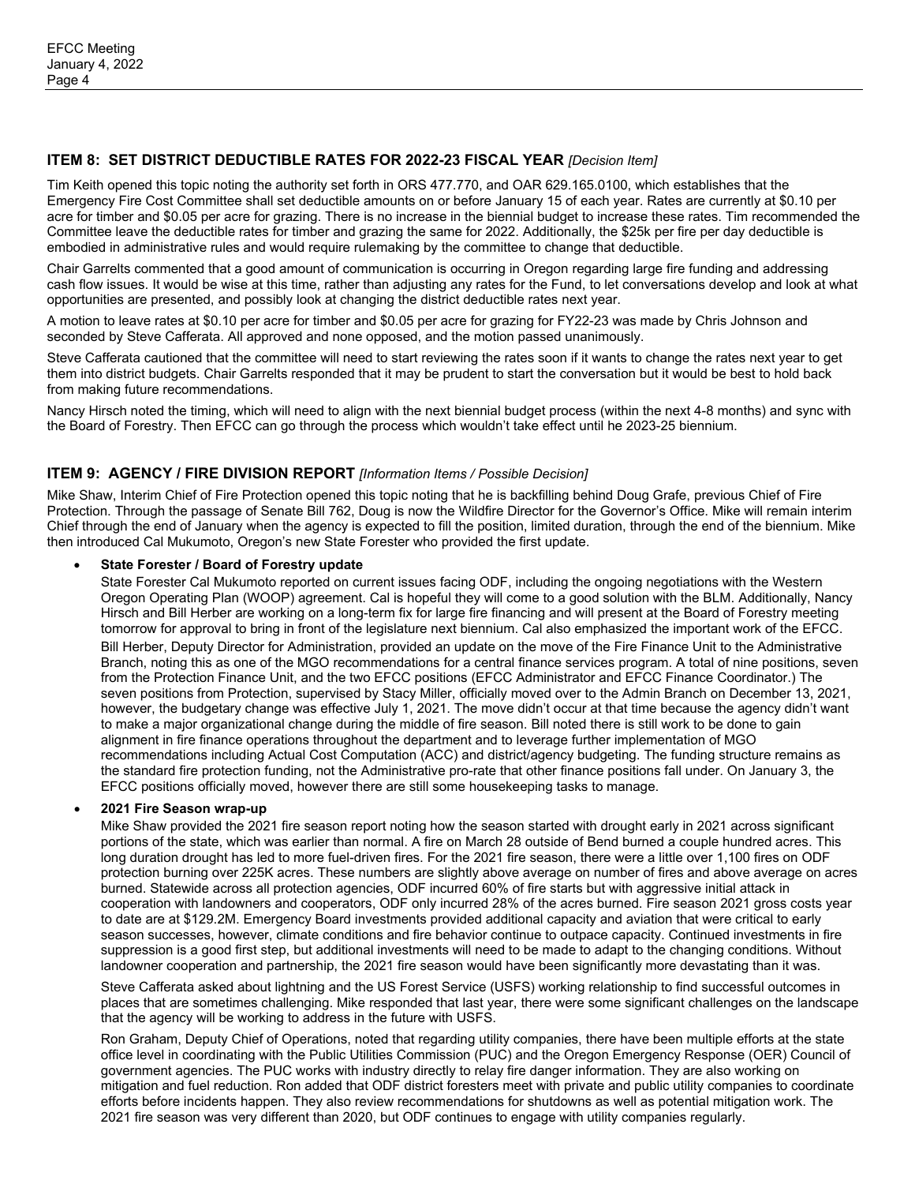## ITEM 8: SET DISTRICT DEDUCTIBLE RATES FOR 2022-23 FISCAL YEAR *[Decision Item]*

Tim Keith opened this topic noting the authority set forth in ORS 477.770, and OAR 629.165.0100, which establishes that the Emergency Fire Cost Committee shall set deductible amounts on or before January 15 of each year. Rates are currently at $0.10 per acre for timber and $0.05 per acre for grazing. There is no increase in the biennial budget to increase these rates. Tim recommended the Committee leave the deductible rates for timber and grazing the same for 2022. Additionally, the $25k per fire per day deductible is embodied in administrative rules and would require rulemaking by the committee to change that deductible.

Chair Garrelts commented that a good amount of communication is occurring in Oregon regarding large fire funding and addressing cash flow issues. It would be wise at this time, rather than adjusting any rates for the Fund, to let conversations develop and look at what opportunities are presented, and possibly look at changing the district deductible rates next year.

A motion to leave rates at $0.10 per acre for timber and $0.05 per acre for grazing for FY22-23 was made by Chris Johnson and seconded by Steve Cafferata. All approved and none opposed, and the motion passed unanimously.

Steve Cafferata cautioned that the committee will need to start reviewing the rates soon if it wants to change the rates next year to get them into district budgets. Chair Garrelts responded that it may be prudent to start the conversation but it would be best to hold back from making future recommendations.

Nancy Hirsch noted the timing, which will need to align with the next biennial budget process (within the next 4-8 months) and sync with the Board of Forestry. Then EFCC can go through the process which wouldn't take effect until he 2023-25 biennium.

## ITEM 9: AGENCY / FIRE DIVISION REPORT *[Information Items / Possible Decision]*

Mike Shaw, Interim Chief of Fire Protection opened this topic noting that he is backfilling behind Doug Grafe, previous Chief of Fire Protection. Through the passage of Senate Bill 762, Doug is now the Wildfire Director for the Governor's Office. Mike will remain interim Chief through the end of January when the agency is expected to fill the position, limited duration, through the end of the biennium. Mike then introduced Cal Mukumoto, Oregon's new State Forester who provided the first update.

- **State Forester / Board of Forestry update**

  State Forester Cal Mukumoto reported on current issues facing ODF, including the ongoing negotiations with the Western Oregon Operating Plan (WOOP) agreement. Cal is hopeful they will come to a good solution with the BLM. Additionally, Nancy Hirsch and Bill Herber are working on a long-term fix for large fire financing and will present at the Board of Forestry meeting tomorrow for approval to bring in front of the legislature next biennium. Cal also emphasized the important work of the EFCC.

  Bill Herber, Deputy Director for Administration, provided an update on the move of the Fire Finance Unit to the Administrative Branch, noting this as one of the MGO recommendations for a central finance services program. A total of nine positions, seven from the Protection Finance Unit, and the two EFCC positions (EFCC Administrator and EFCC Finance Coordinator.) The seven positions from Protection, supervised by Stacy Miller, officially moved over to the Admin Branch on December 13, 2021, however, the budgetary change was effective July 1, 2021. The move didn't occur at that time because the agency didn't want to make a major organizational change during the middle of fire season. Bill noted there is still work to be done to gain alignment in fire finance operations throughout the department and to leverage further implementation of MGO recommendations including Actual Cost Computation (ACC) and district/agency budgeting. The funding structure remains as the standard fire protection funding, not the Administrative pro-rate that other finance positions fall under. On January 3, the EFCC positions officially moved, however there are still some housekeeping tasks to manage.

- **2021 Fire Season wrap-up**

  Mike Shaw provided the 2021 fire season report noting how the season started with drought early in 2021 across significant portions of the state, which was earlier than normal. A fire on March 28 outside of Bend burned a couple hundred acres. This long duration drought has led to more fuel-driven fires. For the 2021 fire season, there were a little over 1,100 fires on ODF protection burning over 225K acres. These numbers are slightly above average on number of fires and above average on acres burned. Statewide across all protection agencies, ODF incurred 60% of fire starts but with aggressive initial attack in cooperation with landowners and cooperators, ODF only incurred 28% of the acres burned. Fire season 2021 gross costs year to date are at $129.2M. Emergency Board investments provided additional capacity and aviation that were critical to early season successes, however, climate conditions and fire behavior continue to outpace capacity. Continued investments in fire suppression is a good first step, but additional investments will need to be made to adapt to the changing conditions. Without landowner cooperation and partnership, the 2021 fire season would have been significantly more devastating than it was.

  Steve Cafferata asked about lightning and the US Forest Service (USFS) working relationship to find successful outcomes in places that are sometimes challenging. Mike responded that last year, there were some significant challenges on the landscape that the agency will be working to address in the future with USFS.

  Ron Graham, Deputy Chief of Operations, noted that regarding utility companies, there have been multiple efforts at the state office level in coordinating with the Public Utilities Commission (PUC) and the Oregon Emergency Response (OER) Council of government agencies. The PUC works with industry directly to relay fire danger information. They are also working on mitigation and fuel reduction. Ron added that ODF district foresters meet with private and public utility companies to coordinate efforts before incidents happen. They also review recommendations for shutdowns as well as potential mitigation work. The 2021 fire season was very different than 2020, but ODF continues to engage with utility companies regularly.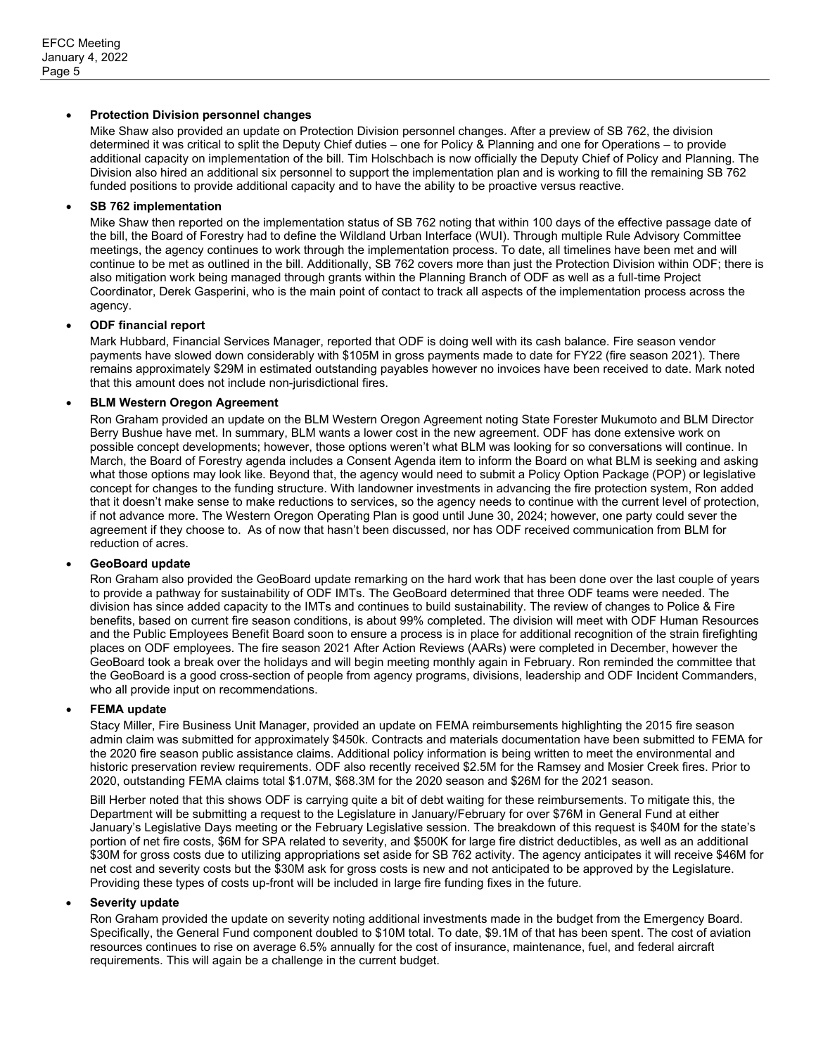- **Protection Division personnel changes**

  Mike Shaw also provided an update on Protection Division personnel changes. After a preview of SB 762, the division determined it was critical to split the Deputy Chief duties – one for Policy & Planning and one for Operations – to provide additional capacity on implementation of the bill. Tim Holschbach is now officially the Deputy Chief of Policy and Planning. The Division also hired an additional six personnel to support the implementation plan and is working to fill the remaining SB 762 funded positions to provide additional capacity and to have the ability to be proactive versus reactive.

- **SB 762 implementation**

  Mike Shaw then reported on the implementation status of SB 762 noting that within 100 days of the effective passage date of the bill, the Board of Forestry had to define the Wildland Urban Interface (WUI). Through multiple Rule Advisory Committee meetings, the agency continues to work through the implementation process. To date, all timelines have been met and will continue to be met as outlined in the bill. Additionally, SB 762 covers more than just the Protection Division within ODF; there is also mitigation work being managed through grants within the Planning Branch of ODF as well as a full-time Project Coordinator, Derek Gasperini, who is the main point of contact to track all aspects of the implementation process across the agency.

- **ODF financial report**

  Mark Hubbard, Financial Services Manager, reported that ODF is doing well with its cash balance. Fire season vendor payments have slowed down considerably with $105M in gross payments made to date for FY22 (fire season 2021). There remains approximately $29M in estimated outstanding payables however no invoices have been received to date. Mark noted that this amount does not include non-jurisdictional fires.

- **BLM Western Oregon Agreement**

  Ron Graham provided an update on the BLM Western Oregon Agreement noting State Forester Mukumoto and BLM Director Berry Bushue have met. In summary, BLM wants a lower cost in the new agreement. ODF has done extensive work on possible concept developments; however, those options weren't what BLM was looking for so conversations will continue. In March, the Board of Forestry agenda includes a Consent Agenda item to inform the Board on what BLM is seeking and asking what those options may look like. Beyond that, the agency would need to submit a Policy Option Package (POP) or legislative concept for changes to the funding structure. With landowner investments in advancing the fire protection system, Ron added that it doesn't make sense to make reductions to services, so the agency needs to continue with the current level of protection, if not advance more. The Western Oregon Operating Plan is good until June 30, 2024; however, one party could sever the agreement if they choose to. As of now that hasn't been discussed, nor has ODF received communication from BLM for reduction of acres.

- **GeoBoard update**

  Ron Graham also provided the GeoBoard update remarking on the hard work that has been done over the last couple of years to provide a pathway for sustainability of ODF IMTs. The GeoBoard determined that three ODF teams were needed. The division has since added capacity to the IMTs and continues to build sustainability. The review of changes to Police & Fire benefits, based on current fire season conditions, is about 99% completed. The division will meet with ODF Human Resources and the Public Employees Benefit Board soon to ensure a process is in place for additional recognition of the strain firefighting places on ODF employees. The fire season 2021 After Action Reviews (AARs) were completed in December, however the GeoBoard took a break over the holidays and will begin meeting monthly again in February. Ron reminded the committee that the GeoBoard is a good cross-section of people from agency programs, divisions, leadership and ODF Incident Commanders, who all provide input on recommendations.

- **FEMA update**

  Stacy Miller, Fire Business Unit Manager, provided an update on FEMA reimbursements highlighting the 2015 fire season admin claim was submitted for approximately $450k. Contracts and materials documentation have been submitted to FEMA for the 2020 fire season public assistance claims. Additional policy information is being written to meet the environmental and historic preservation review requirements. ODF also recently received $2.5M for the Ramsey and Mosier Creek fires. Prior to 2020, outstanding FEMA claims total $1.07M, $68.3M for the 2020 season and $26M for the 2021 season.

  Bill Herber noted that this shows ODF is carrying quite a bit of debt waiting for these reimbursements. To mitigate this, the Department will be submitting a request to the Legislature in January/February for over $76M in General Fund at either January's Legislative Days meeting or the February Legislative session. The breakdown of this request is $40M for the state's portion of net fire costs, $6M for SPA related to severity, and $500K for large fire district deductibles, as well as an additional $30M for gross costs due to utilizing appropriations set aside for SB 762 activity. The agency anticipates it will receive $46M for net cost and severity costs but the $30M ask for gross costs is new and not anticipated to be approved by the Legislature. Providing these types of costs up-front will be included in large fire funding fixes in the future.

- **Severity update**

  Ron Graham provided the update on severity noting additional investments made in the budget from the Emergency Board. Specifically, the General Fund component doubled to $10M total. To date, $9.1M of that has been spent. The cost of aviation resources continues to rise on average 6.5% annually for the cost of insurance, maintenance, fuel, and federal aircraft requirements. This will again be a challenge in the current budget.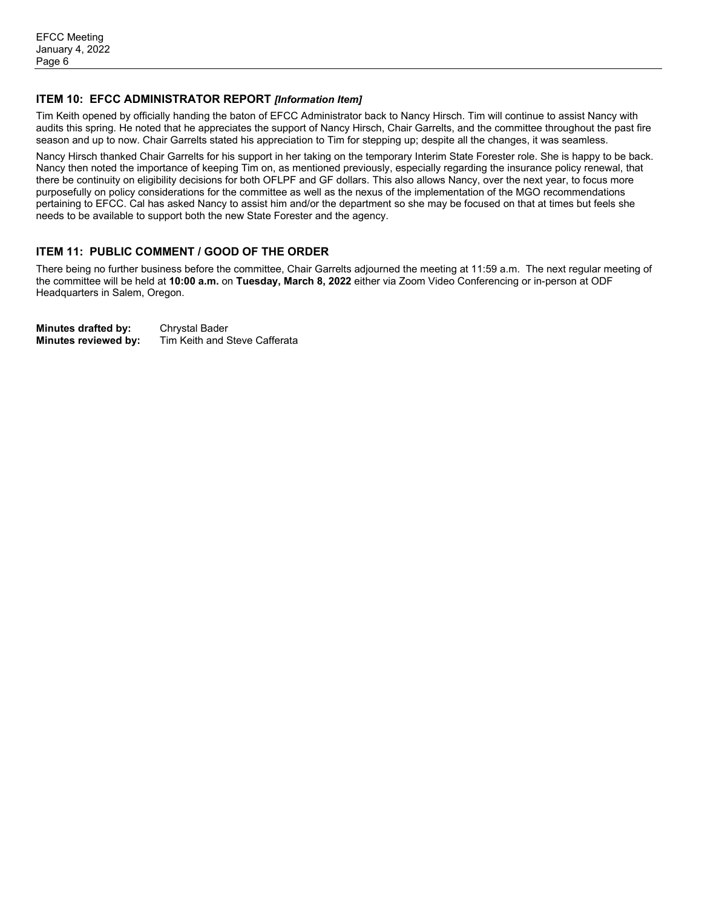## ITEM 10: EFCC ADMINISTRATOR REPORT *[Information Item]*

Tim Keith opened by officially handing the baton of EFCC Administrator back to Nancy Hirsch. Tim will continue to assist Nancy with audits this spring. He noted that he appreciates the support of Nancy Hirsch, Chair Garrelts, and the committee throughout the past fire season and up to now. Chair Garrelts stated his appreciation to Tim for stepping up; despite all the changes, it was seamless.

Nancy Hirsch thanked Chair Garrelts for his support in her taking on the temporary Interim State Forester role. She is happy to be back. Nancy then noted the importance of keeping Tim on, as mentioned previously, especially regarding the insurance policy renewal, that there be continuity on eligibility decisions for both OFLPF and GF dollars. This also allows Nancy, over the next year, to focus more purposefully on policy considerations for the committee as well as the nexus of the implementation of the MGO recommendations pertaining to EFCC. Cal has asked Nancy to assist him and/or the department so she may be focused on that at times but feels she needs to be available to support both the new State Forester and the agency.

## ITEM 11: PUBLIC COMMENT / GOOD OF THE ORDER

There being no further business before the committee, Chair Garrelts adjourned the meeting at 11:59 a.m. The next regular meeting of the committee will be held at **10:00 a.m.** on **Tuesday, March 8, 2022** either via Zoom Video Conferencing or in-person at ODF Headquarters in Salem, Oregon.

**Minutes drafted by:** Chrystal Bader
**Minutes reviewed by:** Tim Keith and Steve Cafferata